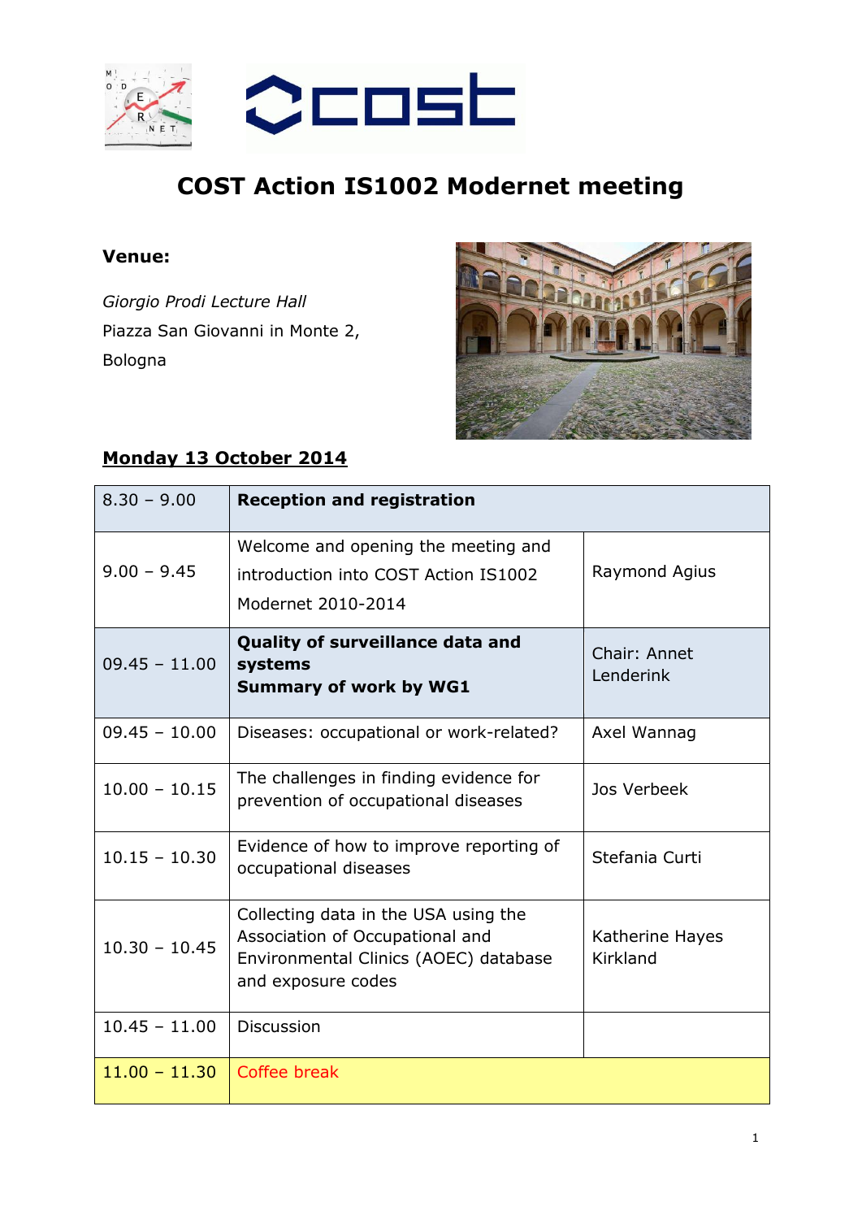# COST Action IS1002 Modernet meeting

**Venue:**

*Giorgio Prodi Lecture Hall*
Piazza San Giovanni in Monte 2,
Bologna

## Monday 13 October 2014

| | | |
|---|---|---|
| 8.30 – 9.00 | **Reception and registration** | |
| 9.00 – 9.45 | Welcome and opening the meeting and introduction into COST Action IS1002 Modernet 2010-2014 | Raymond Agius |
| 09.45 – 11.00 | **Quality of surveillance data and systems**<br>**Summary of work by WG1** | Chair: Annet Lenderink |
| 09.45 – 10.00 | Diseases: occupational or work-related? | Axel Wannag |
| 10.00 – 10.15 | The challenges in finding evidence for prevention of occupational diseases | Jos Verbeek |
| 10.15 – 10.30 | Evidence of how to improve reporting of occupational diseases | Stefania Curti |
| 10.30 – 10.45 | Collecting data in the USA using the Association of Occupational and Environmental Clinics (AOEC) database and exposure codes | Katherine Hayes Kirkland |
| 10.45 – 11.00 | Discussion | |
| 11.00 – 11.30 | Coffee break | |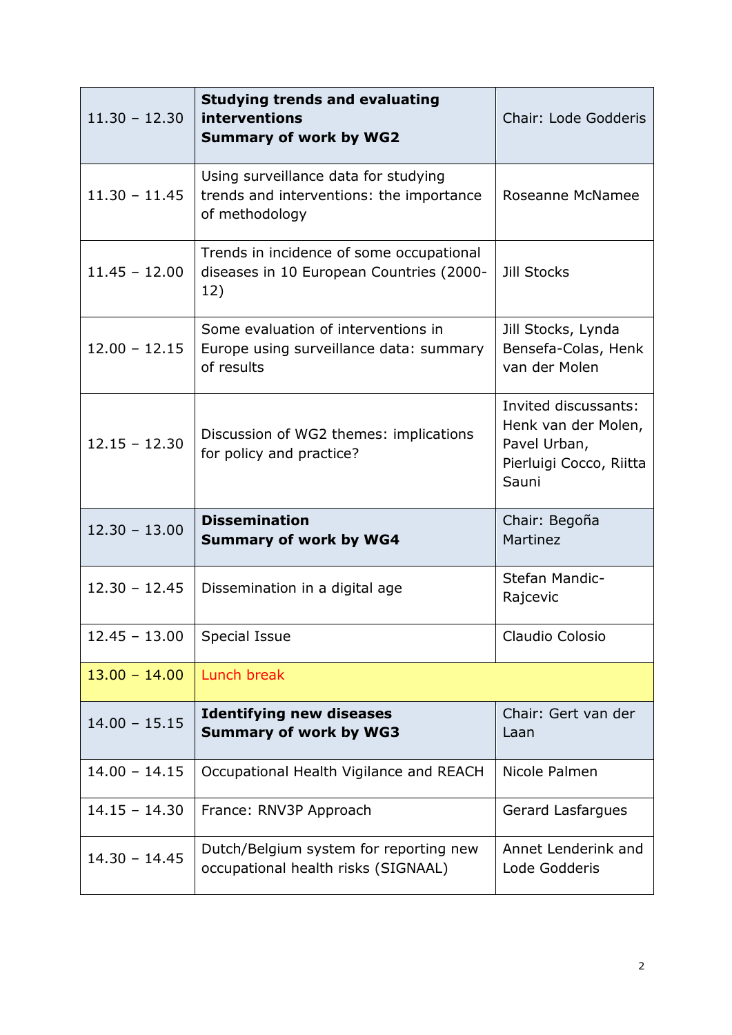| 11.30 – 12.30 | **Studying trends and evaluating interventions**<br>**Summary of work by WG2** | Chair: Lode Godderis |
|---|---|---|
| 11.30 – 11.45 | Using surveillance data for studying trends and interventions: the importance of methodology | Roseanne McNamee |
| 11.45 – 12.00 | Trends in incidence of some occupational diseases in 10 European Countries (2000-12) | Jill Stocks |
| 12.00 – 12.15 | Some evaluation of interventions in Europe using surveillance data: summary of results | Jill Stocks, Lynda Bensefa-Colas, Henk van der Molen |
| 12.15 – 12.30 | Discussion of WG2 themes: implications for policy and practice? | Invited discussants: Henk van der Molen, Pavel Urban, Pierluigi Cocco, Riitta Sauni |
| 12.30 – 13.00 | **Dissemination**<br>**Summary of work by WG4** | Chair: Begoña Martinez |
| 12.30 – 12.45 | Dissemination in a digital age | Stefan Mandic-Rajcevic |
| 12.45 – 13.00 | Special Issue | Claudio Colosio |
| 13.00 – 14.00 | Lunch break | |
| 14.00 – 15.15 | **Identifying new diseases**<br>**Summary of work by WG3** | Chair: Gert van der Laan |
| 14.00 – 14.15 | Occupational Health Vigilance and REACH | Nicole Palmen |
| 14.15 – 14.30 | France: RNV3P Approach | Gerard Lasfargues |
| 14.30 – 14.45 | Dutch/Belgium system for reporting new occupational health risks (SIGNAAL) | Annet Lenderink and Lode Godderis |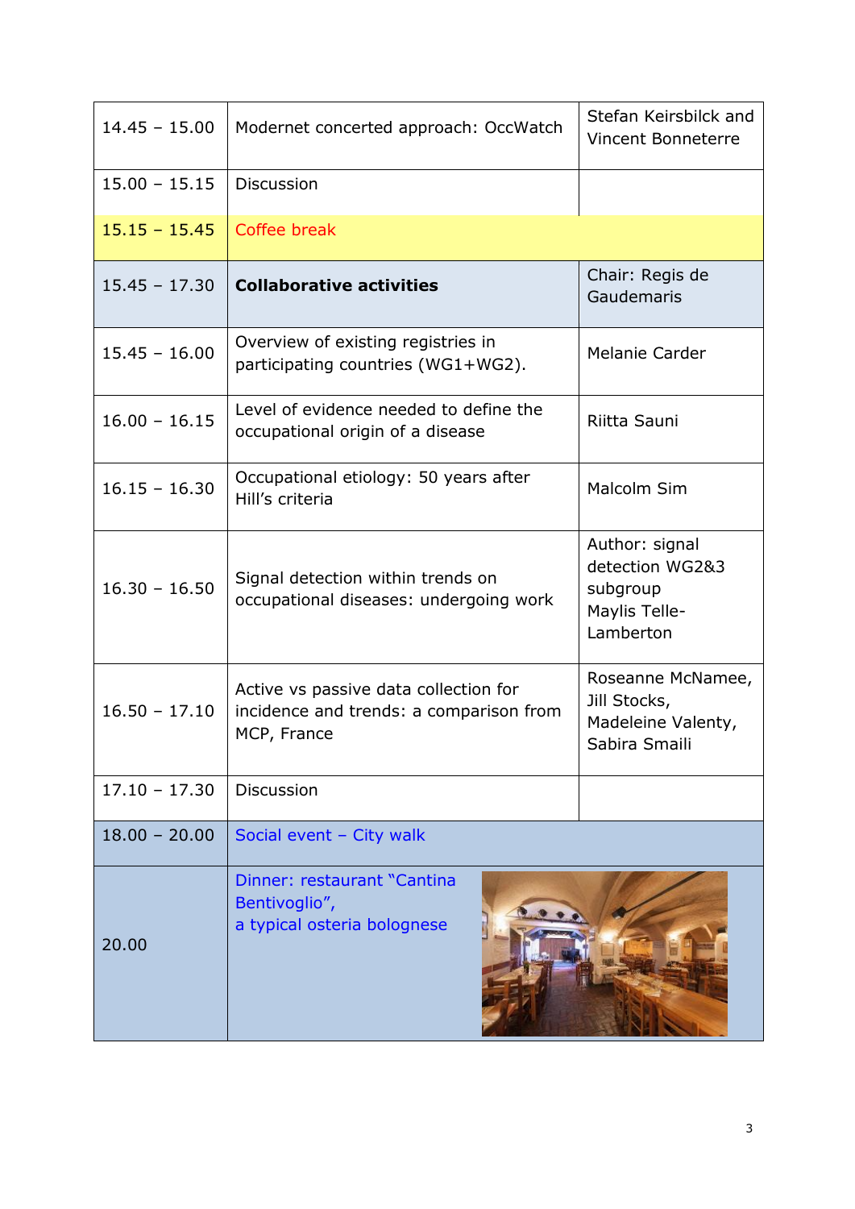| | | |
|---|---|---|
| 14.45 – 15.00 | Modernet concerted approach: OccWatch | Stefan Keirsbilck and Vincent Bonneterre |
| 15.00 – 15.15 | Discussion | |
| 15.15 – 15.45 | Coffee break | |
| 15.45 – 17.30 | **Collaborative activities** | Chair: Regis de Gaudemaris |
| 15.45 – 16.00 | Overview of existing registries in participating countries (WG1+WG2). | Melanie Carder |
| 16.00 – 16.15 | Level of evidence needed to define the occupational origin of a disease | Riitta Sauni |
| 16.15 – 16.30 | Occupational etiology: 50 years after Hill's criteria | Malcolm Sim |
| 16.30 – 16.50 | Signal detection within trends on occupational diseases: undergoing work | Author: signal detection WG2&3 subgroup Maylis Telle-Lamberton |
| 16.50 – 17.10 | Active vs passive data collection for incidence and trends: a comparison from MCP, France | Roseanne McNamee, Jill Stocks, Madeleine Valenty, Sabira Smaili |
| 17.10 – 17.30 | Discussion | |
| 18.00 – 20.00 | Social event – City walk | |
| 20.00 | Dinner: restaurant "Cantina Bentivoglio", a typical osteria bolognese | |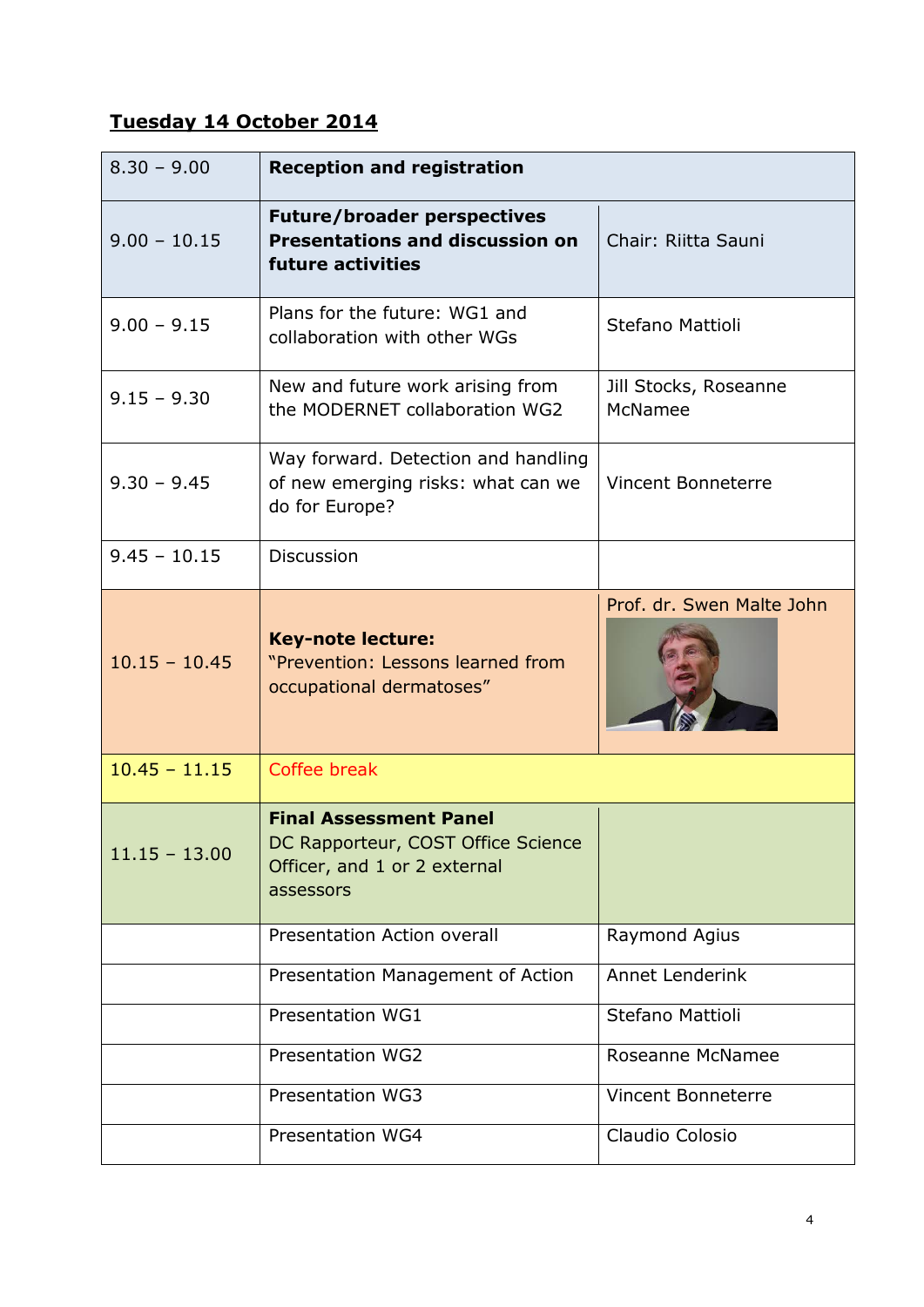**Tuesday 14 October 2014**

| | | |
|---|---|---|
| 8.30 – 9.00 | **Reception and registration** | |
| 9.00 – 10.15 | **Future/broader perspectives Presentations and discussion on future activities** | Chair: Riitta Sauni |
| 9.00 – 9.15 | Plans for the future: WG1 and collaboration with other WGs | Stefano Mattioli |
| 9.15 – 9.30 | New and future work arising from the MODERNET collaboration WG2 | Jill Stocks, Roseanne McNamee |
| 9.30 – 9.45 | Way forward. Detection and handling of new emerging risks: what can we do for Europe? | Vincent Bonneterre |
| 9.45 – 10.15 | Discussion | |
| 10.15 – 10.45 | **Key-note lecture:** "Prevention: Lessons learned from occupational dermatoses" | Prof. dr. Swen Malte John |
| 10.45 – 11.15 | Coffee break | |
| 11.15 – 13.00 | **Final Assessment Panel** DC Rapporteur, COST Office Science Officer, and 1 or 2 external assessors | |
| | Presentation Action overall | Raymond Agius |
| | Presentation Management of Action | Annet Lenderink |
| | Presentation WG1 | Stefano Mattioli |
| | Presentation WG2 | Roseanne McNamee |
| | Presentation WG3 | Vincent Bonneterre |
| | Presentation WG4 | Claudio Colosio |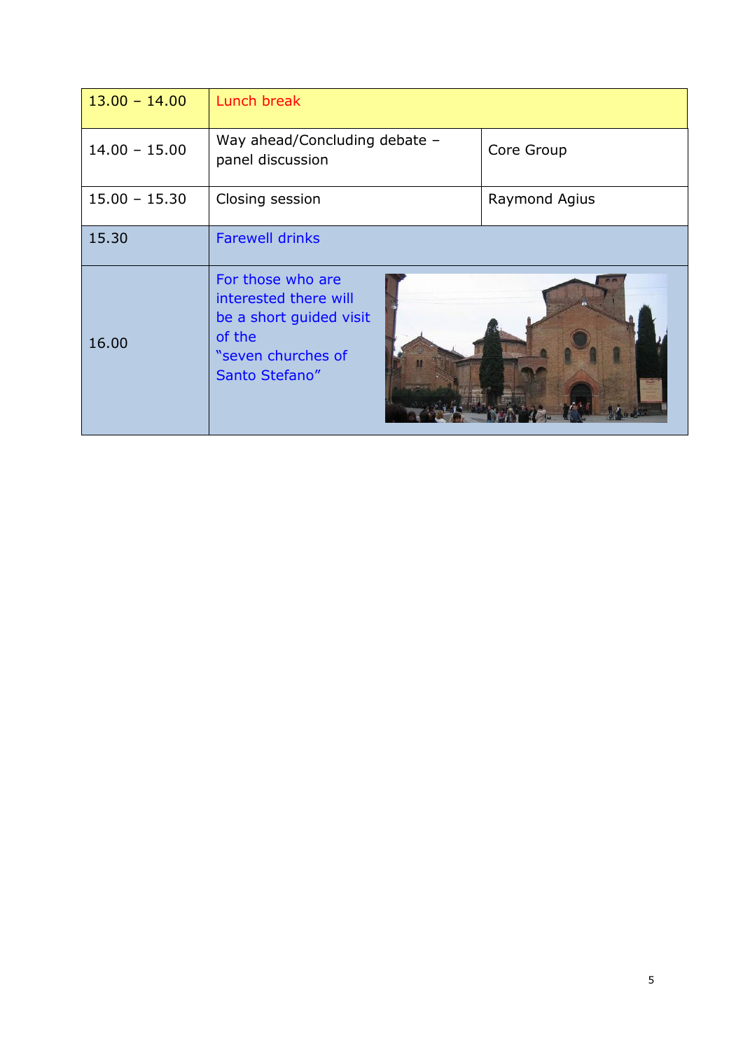| | | |
|---|---|---|
| 13.00 – 14.00 | Lunch break | |
| 14.00 – 15.00 | Way ahead/Concluding debate – panel discussion | Core Group |
| 15.00 – 15.30 | Closing session | Raymond Agius |
| 15.30 | Farewell drinks | |
| 16.00 | For those who are interested there will be a short guided visit of the "seven churches of Santo Stefano" | |